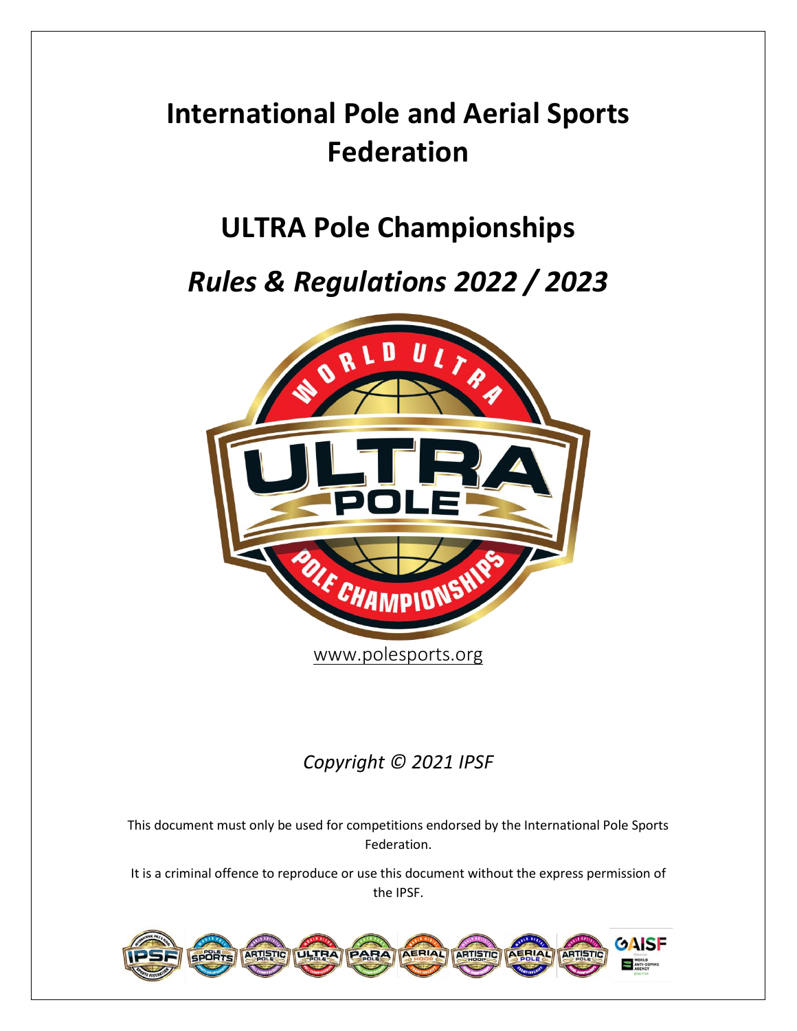# International Pole and Aerial Sports Federation

## ULTRA Pole Championships

## *Rules & Regulations 2022 / 2023*

www.polesports.org

*Copyright © 2021 IPSF*

This document must only be used for competitions endorsed by the International Pole Sports Federation.

It is a criminal offence to reproduce or use this document without the express permission of the IPSF.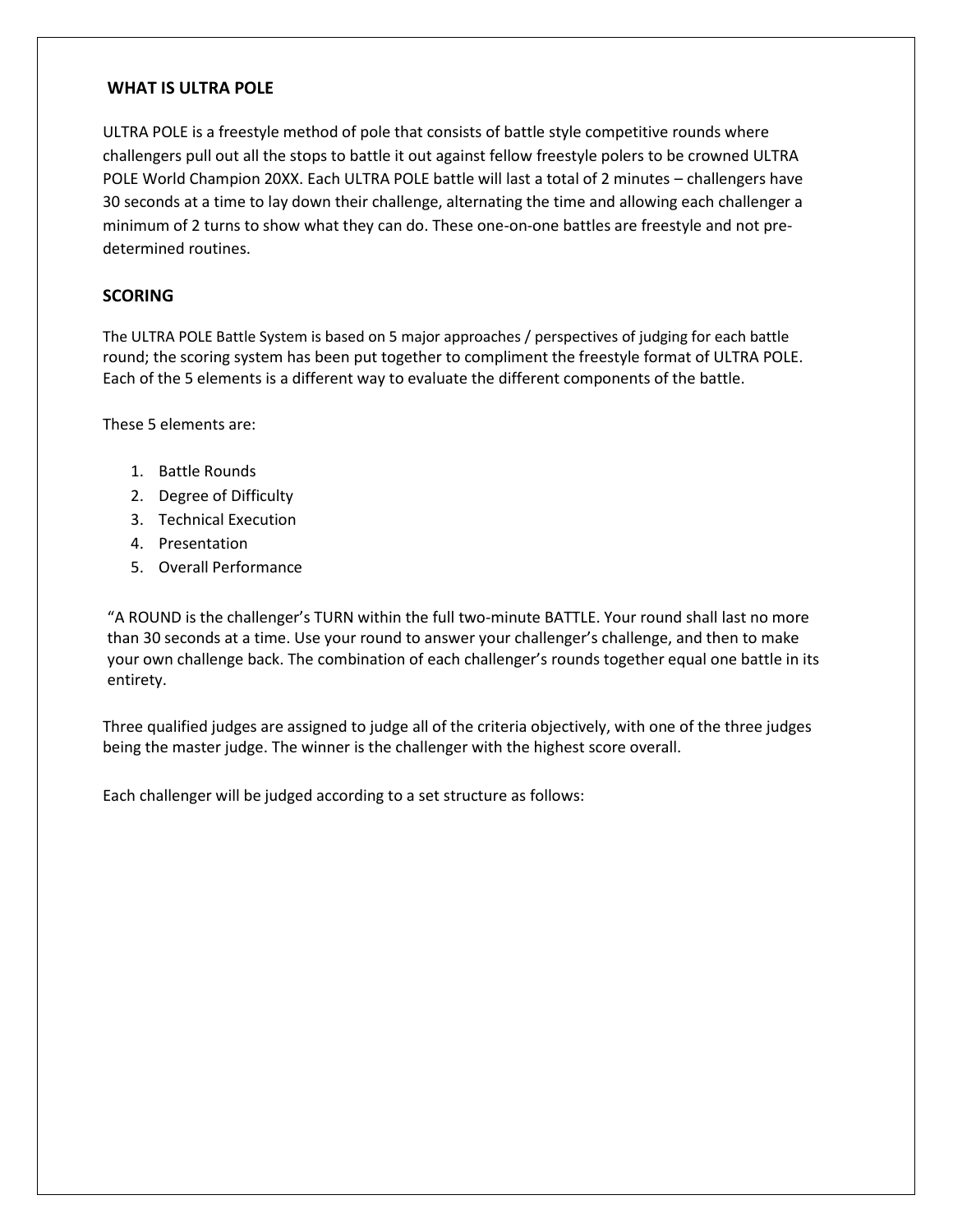## WHAT IS ULTRA POLE

ULTRA POLE is a freestyle method of pole that consists of battle style competitive rounds where challengers pull out all the stops to battle it out against fellow freestyle polers to be crowned ULTRA POLE World Champion 20XX. Each ULTRA POLE battle will last a total of 2 minutes – challengers have 30 seconds at a time to lay down their challenge, alternating the time and allowing each challenger a minimum of 2 turns to show what they can do. These one-on-one battles are freestyle and not pre-determined routines.

## SCORING

The ULTRA POLE Battle System is based on 5 major approaches / perspectives of judging for each battle round; the scoring system has been put together to compliment the freestyle format of ULTRA POLE. Each of the 5 elements is a different way to evaluate the different components of the battle.

These 5 elements are:

1. Battle Rounds
2. Degree of Difficulty
3. Technical Execution
4. Presentation
5. Overall Performance

"A ROUND is the challenger's TURN within the full two-minute BATTLE. Your round shall last no more than 30 seconds at a time. Use your round to answer your challenger's challenge, and then to make your own challenge back. The combination of each challenger's rounds together equal one battle in its entirety.

Three qualified judges are assigned to judge all of the criteria objectively, with one of the three judges being the master judge. The winner is the challenger with the highest score overall.

Each challenger will be judged according to a set structure as follows: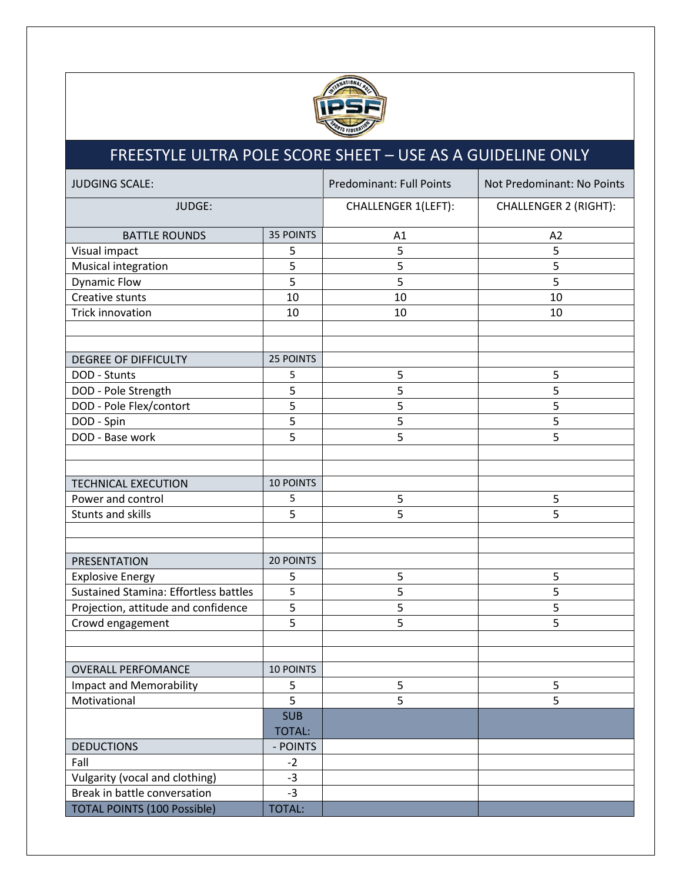# FREESTYLE ULTRA POLE SCORE SHEET – USE AS A GUIDELINE ONLY

| JUDGING SCALE: | | Predominant: Full Points | Not Predominant: No Points |
|---|---|---|---|
| JUDGE: | | CHALLENGER 1(LEFT): | CHALLENGER 2 (RIGHT): |
| BATTLE ROUNDS | 35 POINTS | A1 | A2 |
| Visual impact | 5 | 5 | 5 |
| Musical integration | 5 | 5 | 5 |
| Dynamic Flow | 5 | 5 | 5 |
| Creative stunts | 10 | 10 | 10 |
| Trick innovation | 10 | 10 | 10 |
| | | | |
| | | | |
| DEGREE OF DIFFICULTY | 25 POINTS | | |
| DOD - Stunts | 5 | 5 | 5 |
| DOD - Pole Strength | 5 | 5 | 5 |
| DOD - Pole Flex/contort | 5 | 5 | 5 |
| DOD - Spin | 5 | 5 | 5 |
| DOD - Base work | 5 | 5 | 5 |
| | | | |
| | | | |
| TECHNICAL EXECUTION | 10 POINTS | | |
| Power and control | 5 | 5 | 5 |
| Stunts and skills | 5 | 5 | 5 |
| | | | |
| | | | |
| PRESENTATION | 20 POINTS | | |
| Explosive Energy | 5 | 5 | 5 |
| Sustained Stamina: Effortless battles | 5 | 5 | 5 |
| Projection, attitude and confidence | 5 | 5 | 5 |
| Crowd engagement | 5 | 5 | 5 |
| | | | |
| | | | |
| OVERALL PERFOMANCE | 10 POINTS | | |
| Impact and Memorability | 5 | 5 | 5 |
| Motivational | 5 | 5 | 5 |
| | SUB TOTAL: | | |
| DEDUCTIONS | - POINTS | | |
| Fall | -2 | | |
| Vulgarity (vocal and clothing) | -3 | | |
| Break in battle conversation | -3 | | |
| TOTAL POINTS (100 Possible) | TOTAL: | | |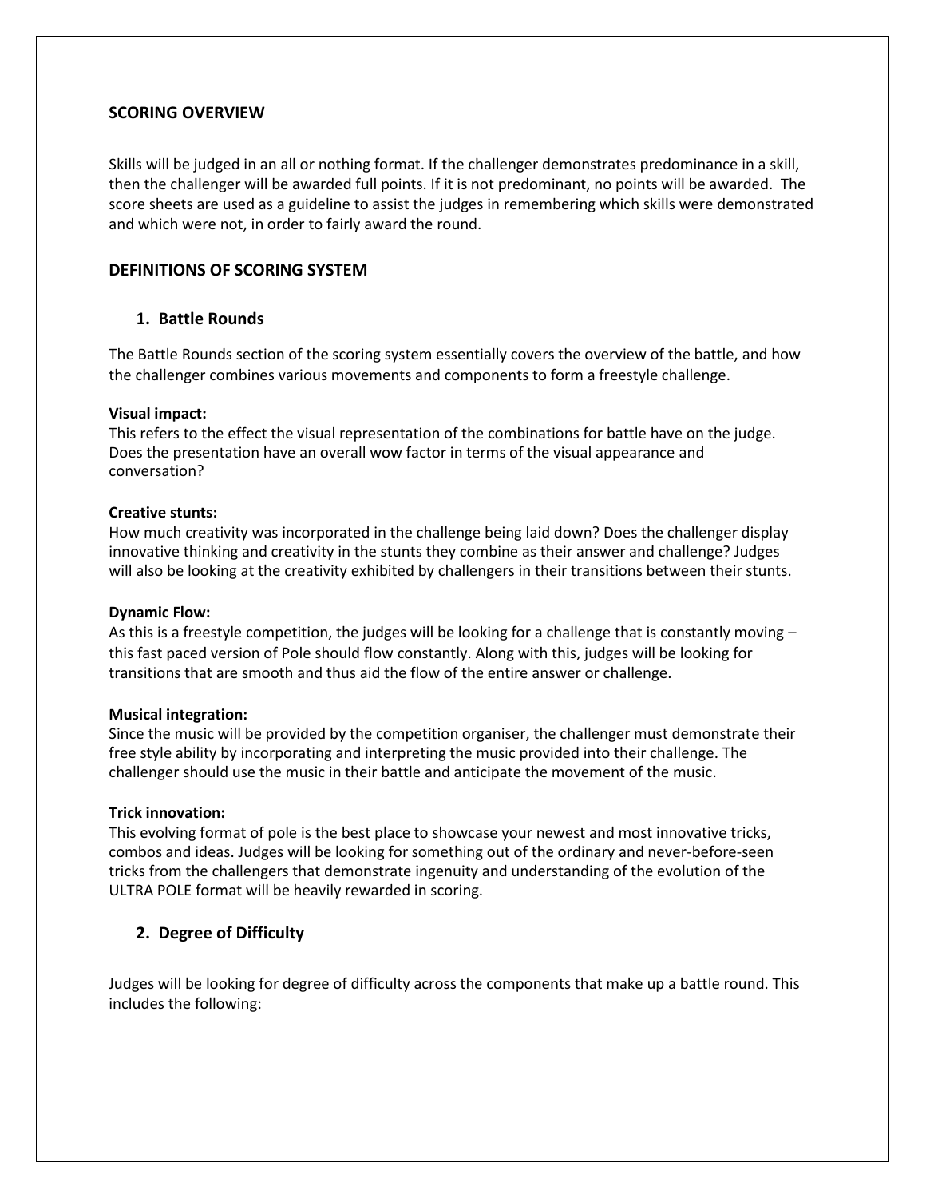## SCORING OVERVIEW

Skills will be judged in an all or nothing format. If the challenger demonstrates predominance in a skill, then the challenger will be awarded full points. If it is not predominant, no points will be awarded. The score sheets are used as a guideline to assist the judges in remembering which skills were demonstrated and which were not, in order to fairly award the round.

## DEFINITIONS OF SCORING SYSTEM

### 1. Battle Rounds

The Battle Rounds section of the scoring system essentially covers the overview of the battle, and how the challenger combines various movements and components to form a freestyle challenge.

**Visual impact:**
This refers to the effect the visual representation of the combinations for battle have on the judge. Does the presentation have an overall wow factor in terms of the visual appearance and conversation?

**Creative stunts:**
How much creativity was incorporated in the challenge being laid down? Does the challenger display innovative thinking and creativity in the stunts they combine as their answer and challenge? Judges will also be looking at the creativity exhibited by challengers in their transitions between their stunts.

**Dynamic Flow:**
As this is a freestyle competition, the judges will be looking for a challenge that is constantly moving – this fast paced version of Pole should flow constantly. Along with this, judges will be looking for transitions that are smooth and thus aid the flow of the entire answer or challenge.

**Musical integration:**
Since the music will be provided by the competition organiser, the challenger must demonstrate their free style ability by incorporating and interpreting the music provided into their challenge. The challenger should use the music in their battle and anticipate the movement of the music.

**Trick innovation:**
This evolving format of pole is the best place to showcase your newest and most innovative tricks, combos and ideas. Judges will be looking for something out of the ordinary and never-before-seen tricks from the challengers that demonstrate ingenuity and understanding of the evolution of the ULTRA POLE format will be heavily rewarded in scoring.

### 2. Degree of Difficulty

Judges will be looking for degree of difficulty across the components that make up a battle round. This includes the following: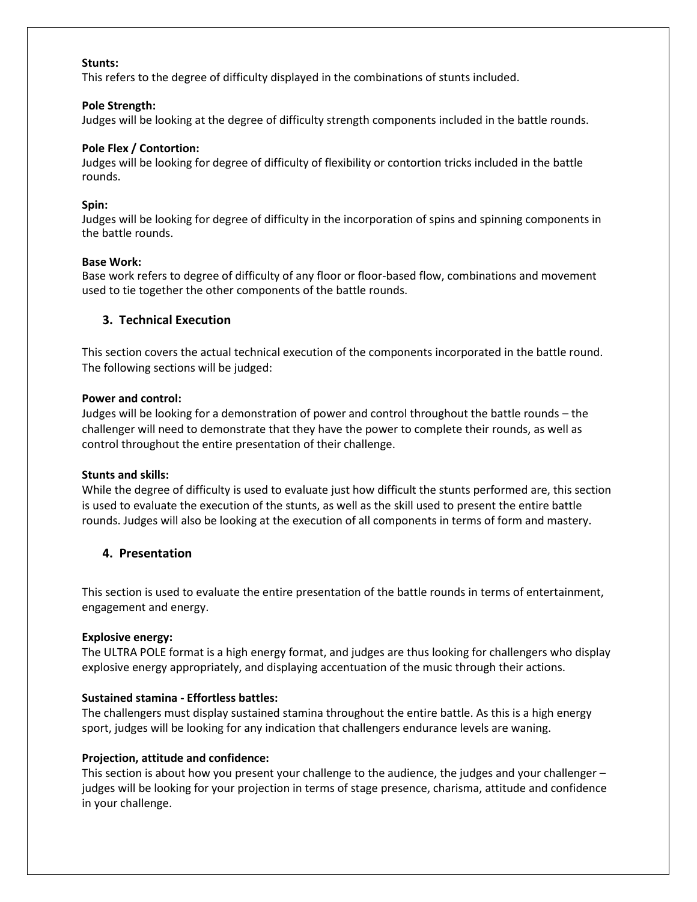**Stunts:**
This refers to the degree of difficulty displayed in the combinations of stunts included.

**Pole Strength:**
Judges will be looking at the degree of difficulty strength components included in the battle rounds.

**Pole Flex / Contortion:**
Judges will be looking for degree of difficulty of flexibility or contortion tricks included in the battle rounds.

**Spin:**
Judges will be looking for degree of difficulty in the incorporation of spins and spinning components in the battle rounds.

**Base Work:**
Base work refers to degree of difficulty of any floor or floor-based flow, combinations and movement used to tie together the other components of the battle rounds.

## 3. Technical Execution

This section covers the actual technical execution of the components incorporated in the battle round. The following sections will be judged:

**Power and control:**
Judges will be looking for a demonstration of power and control throughout the battle rounds – the challenger will need to demonstrate that they have the power to complete their rounds, as well as control throughout the entire presentation of their challenge.

**Stunts and skills:**
While the degree of difficulty is used to evaluate just how difficult the stunts performed are, this section is used to evaluate the execution of the stunts, as well as the skill used to present the entire battle rounds. Judges will also be looking at the execution of all components in terms of form and mastery.

## 4. Presentation

This section is used to evaluate the entire presentation of the battle rounds in terms of entertainment, engagement and energy.

**Explosive energy:**
The ULTRA POLE format is a high energy format, and judges are thus looking for challengers who display explosive energy appropriately, and displaying accentuation of the music through their actions.

**Sustained stamina - Effortless battles:**
The challengers must display sustained stamina throughout the entire battle. As this is a high energy sport, judges will be looking for any indication that challengers endurance levels are waning.

**Projection, attitude and confidence:**
This section is about how you present your challenge to the audience, the judges and your challenger – judges will be looking for your projection in terms of stage presence, charisma, attitude and confidence in your challenge.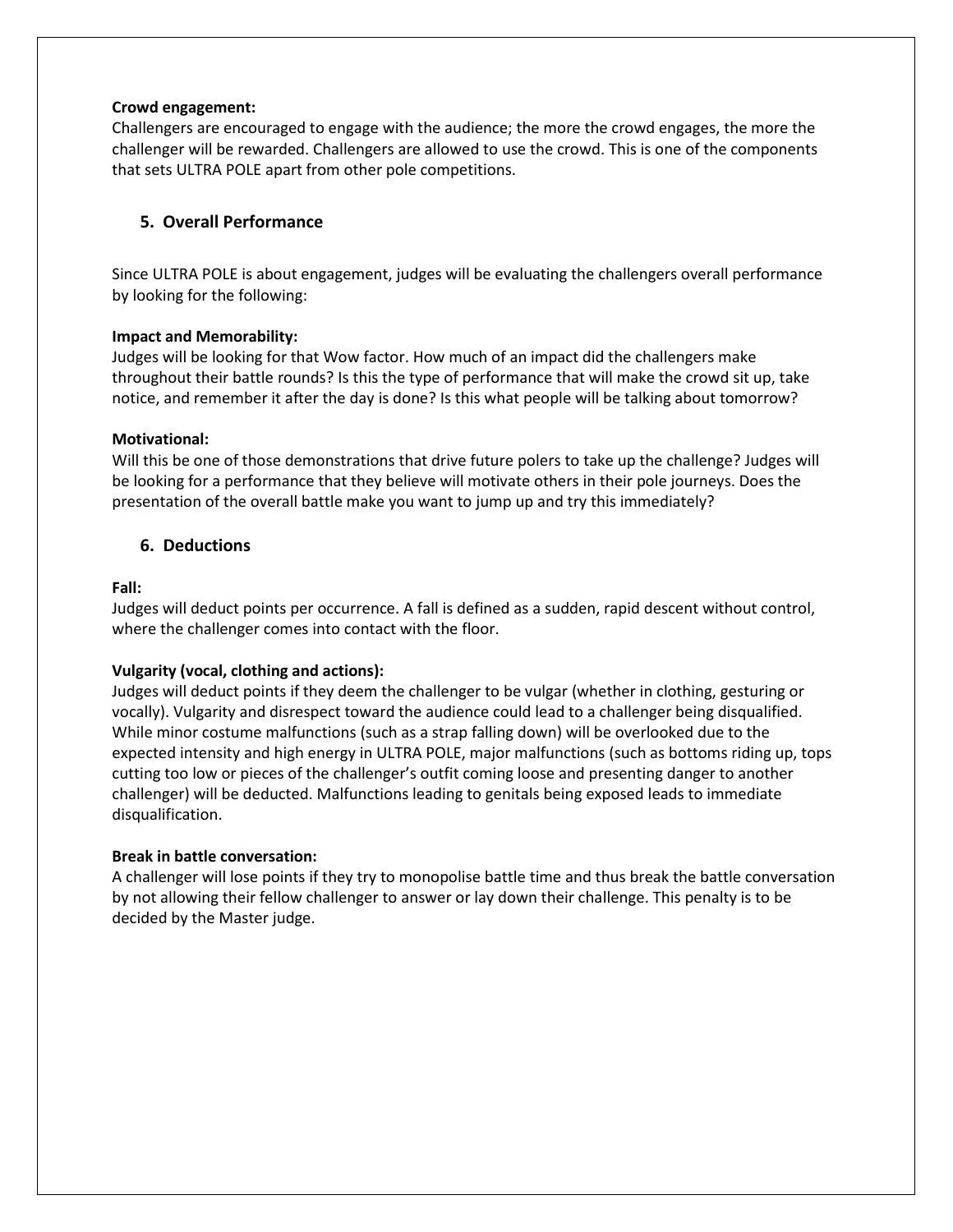**Crowd engagement:**
Challengers are encouraged to engage with the audience; the more the crowd engages, the more the challenger will be rewarded. Challengers are allowed to use the crowd. This is one of the components that sets ULTRA POLE apart from other pole competitions.

## 5. Overall Performance

Since ULTRA POLE is about engagement, judges will be evaluating the challengers overall performance by looking for the following:

**Impact and Memorability:**
Judges will be looking for that Wow factor. How much of an impact did the challengers make throughout their battle rounds? Is this the type of performance that will make the crowd sit up, take notice, and remember it after the day is done? Is this what people will be talking about tomorrow?

**Motivational:**
Will this be one of those demonstrations that drive future polers to take up the challenge? Judges will be looking for a performance that they believe will motivate others in their pole journeys. Does the presentation of the overall battle make you want to jump up and try this immediately?

## 6. Deductions

**Fall:**
Judges will deduct points per occurrence. A fall is defined as a sudden, rapid descent without control, where the challenger comes into contact with the floor.

**Vulgarity (vocal, clothing and actions):**
Judges will deduct points if they deem the challenger to be vulgar (whether in clothing, gesturing or vocally). Vulgarity and disrespect toward the audience could lead to a challenger being disqualified. While minor costume malfunctions (such as a strap falling down) will be overlooked due to the expected intensity and high energy in ULTRA POLE, major malfunctions (such as bottoms riding up, tops cutting too low or pieces of the challenger's outfit coming loose and presenting danger to another challenger) will be deducted. Malfunctions leading to genitals being exposed leads to immediate disqualification.

**Break in battle conversation:**
A challenger will lose points if they try to monopolise battle time and thus break the battle conversation by not allowing their fellow challenger to answer or lay down their challenge. This penalty is to be decided by the Master judge.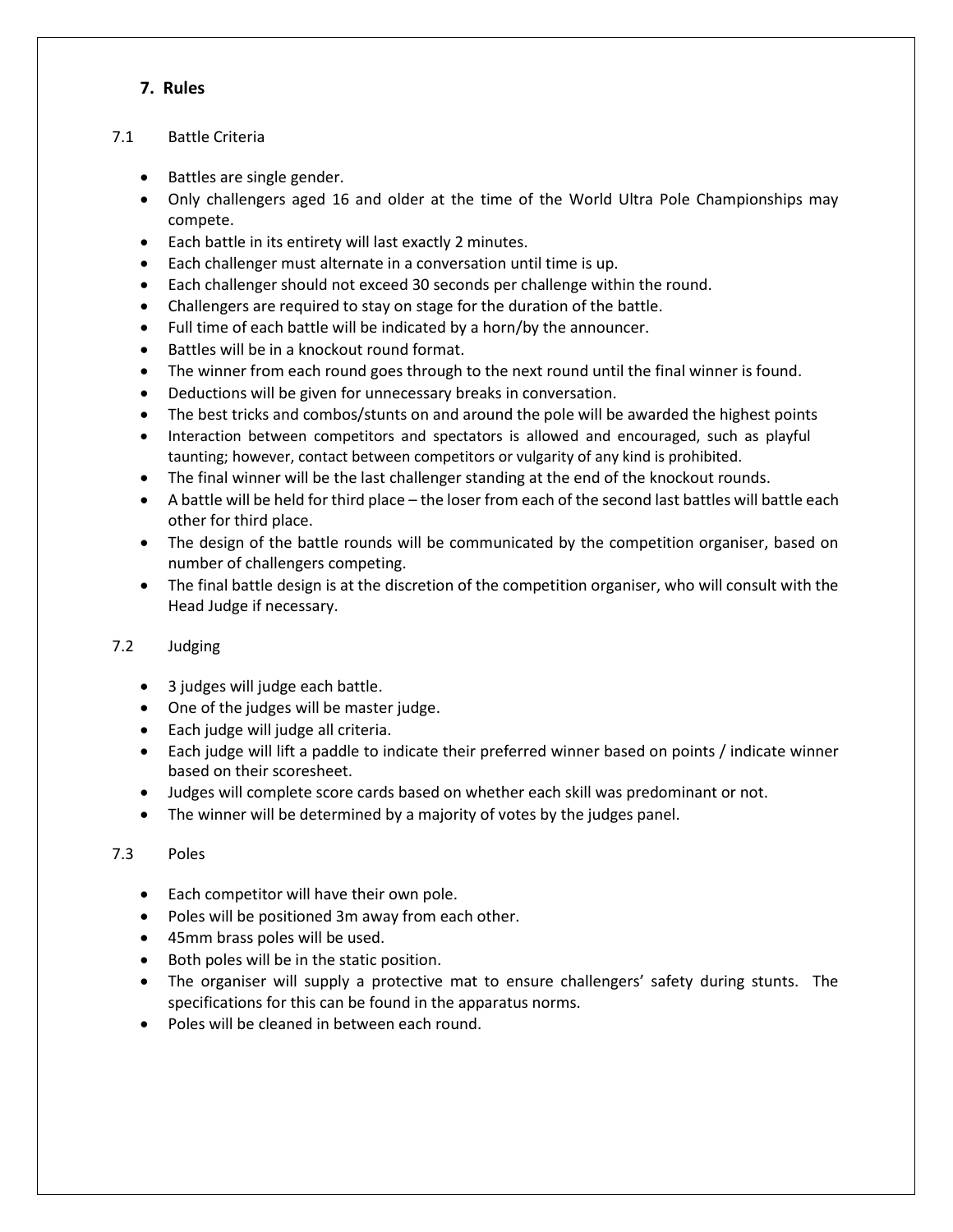## 7. Rules

### 7.1 Battle Criteria

- Battles are single gender.
- Only challengers aged 16 and older at the time of the World Ultra Pole Championships may compete.
- Each battle in its entirety will last exactly 2 minutes.
- Each challenger must alternate in a conversation until time is up.
- Each challenger should not exceed 30 seconds per challenge within the round.
- Challengers are required to stay on stage for the duration of the battle.
- Full time of each battle will be indicated by a horn/by the announcer.
- Battles will be in a knockout round format.
- The winner from each round goes through to the next round until the final winner is found.
- Deductions will be given for unnecessary breaks in conversation.
- The best tricks and combos/stunts on and around the pole will be awarded the highest points
- Interaction between competitors and spectators is allowed and encouraged, such as playful taunting; however, contact between competitors or vulgarity of any kind is prohibited.
- The final winner will be the last challenger standing at the end of the knockout rounds.
- A battle will be held for third place – the loser from each of the second last battles will battle each other for third place.
- The design of the battle rounds will be communicated by the competition organiser, based on number of challengers competing.
- The final battle design is at the discretion of the competition organiser, who will consult with the Head Judge if necessary.

### 7.2 Judging

- 3 judges will judge each battle.
- One of the judges will be master judge.
- Each judge will judge all criteria.
- Each judge will lift a paddle to indicate their preferred winner based on points / indicate winner based on their scoresheet.
- Judges will complete score cards based on whether each skill was predominant or not.
- The winner will be determined by a majority of votes by the judges panel.

### 7.3 Poles

- Each competitor will have their own pole.
- Poles will be positioned 3m away from each other.
- 45mm brass poles will be used.
- Both poles will be in the static position.
- The organiser will supply a protective mat to ensure challengers' safety during stunts. The specifications for this can be found in the apparatus norms.
- Poles will be cleaned in between each round.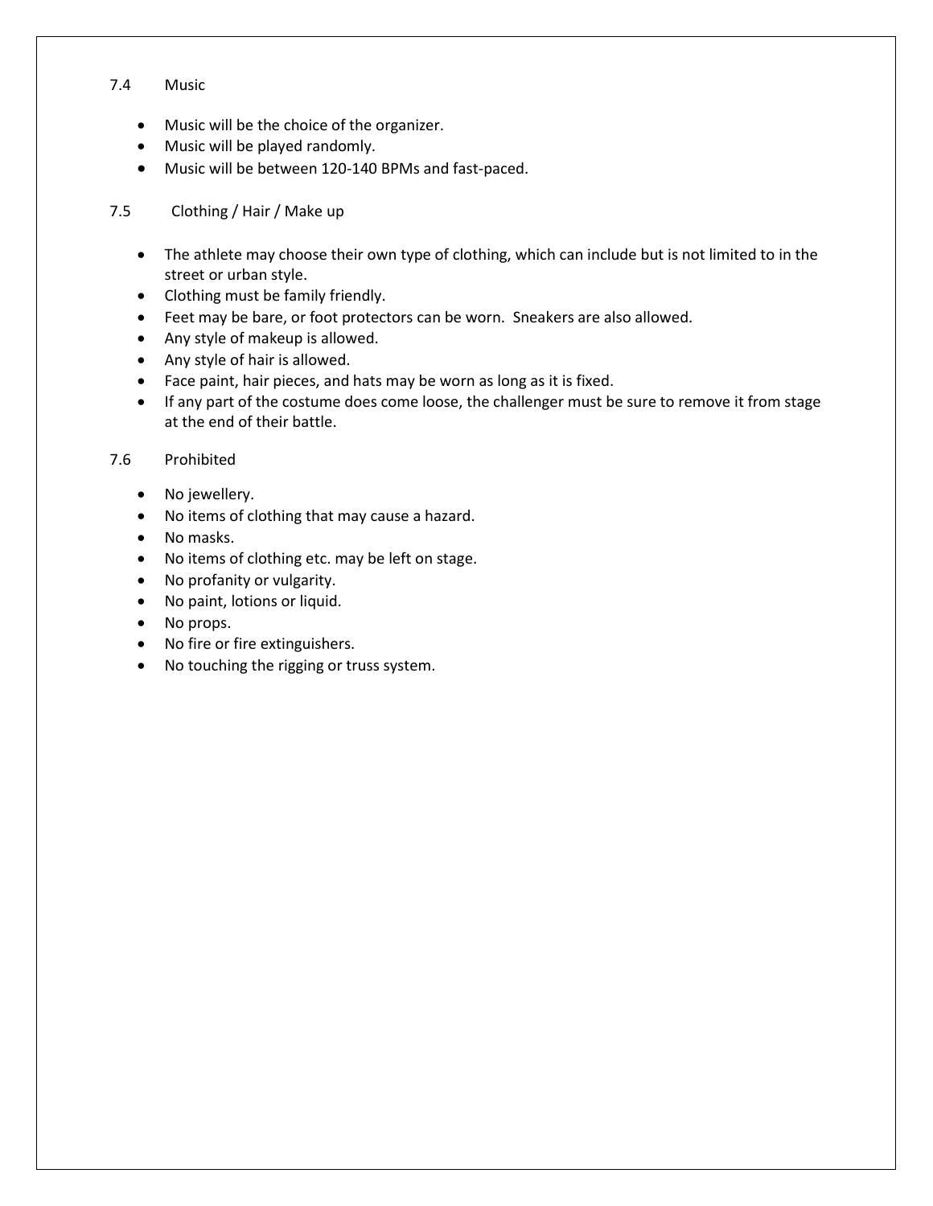### 7.4 Music

- Music will be the choice of the organizer.
- Music will be played randomly.
- Music will be between 120-140 BPMs and fast-paced.

### 7.5 Clothing / Hair / Make up

- The athlete may choose their own type of clothing, which can include but is not limited to in the street or urban style.
- Clothing must be family friendly.
- Feet may be bare, or foot protectors can be worn. Sneakers are also allowed.
- Any style of makeup is allowed.
- Any style of hair is allowed.
- Face paint, hair pieces, and hats may be worn as long as it is fixed.
- If any part of the costume does come loose, the challenger must be sure to remove it from stage at the end of their battle.

### 7.6 Prohibited

- No jewellery.
- No items of clothing that may cause a hazard.
- No masks.
- No items of clothing etc. may be left on stage.
- No profanity or vulgarity.
- No paint, lotions or liquid.
- No props.
- No fire or fire extinguishers.
- No touching the rigging or truss system.